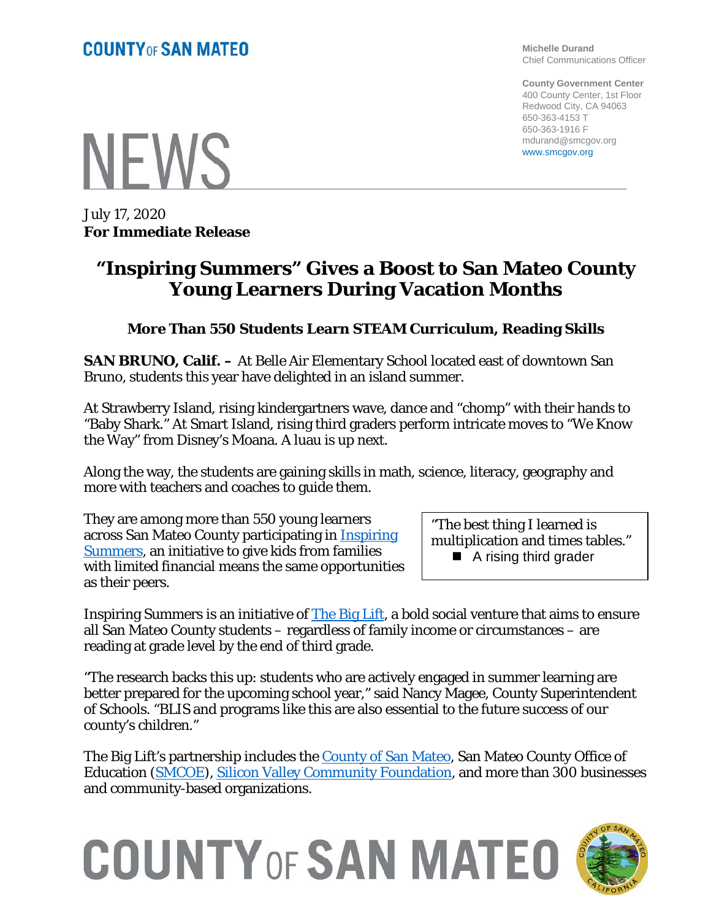COUNTY OF SAN MATEO

Michelle Durand
Chief Communications Officer

County Government Center
400 County Center, 1st Floor
Redwood City, CA 94063
650-363-4153 T
650-363-1916 F
mdurand@smcgov.org
www.smcgov.org

# NEWS

July 17, 2020
**For Immediate Release**

# "Inspiring Summers" Gives a Boost to San Mateo County Young Learners During Vacation Months

### More Than 550 Students Learn STEAM Curriculum, Reading Skills

**SAN BRUNO, Calif. –** At Belle Air Elementary School located east of downtown San Bruno, students this year have delighted in an island summer.

At Strawberry Island, rising kindergartners wave, dance and "chomp" with their hands to "Baby Shark." At Smart Island, rising third graders perform intricate moves to "We Know the Way" from Disney's Moana. A luau is up next.

Along the way, the students are gaining skills in math, science, literacy, geography and more with teachers and coaches to guide them.

They are among more than 550 young learners across San Mateo County participating in Inspiring Summers, an initiative to give kids from families with limited financial means the same opportunities as their peers.

> "The best thing I learned is multiplication and times tables."
> - A rising third grader

Inspiring Summers is an initiative of The Big Lift, a bold social venture that aims to ensure all San Mateo County students – regardless of family income or circumstances – are reading at grade level by the end of third grade.

"The research backs this up: students who are actively engaged in summer learning are better prepared for the upcoming school year," said Nancy Magee, County Superintendent of Schools. "BLIS and programs like this are also essential to the future success of our county's children."

The Big Lift's partnership includes the County of San Mateo, San Mateo County Office of Education (SMCOE), Silicon Valley Community Foundation, and more than 300 businesses and community-based organizations.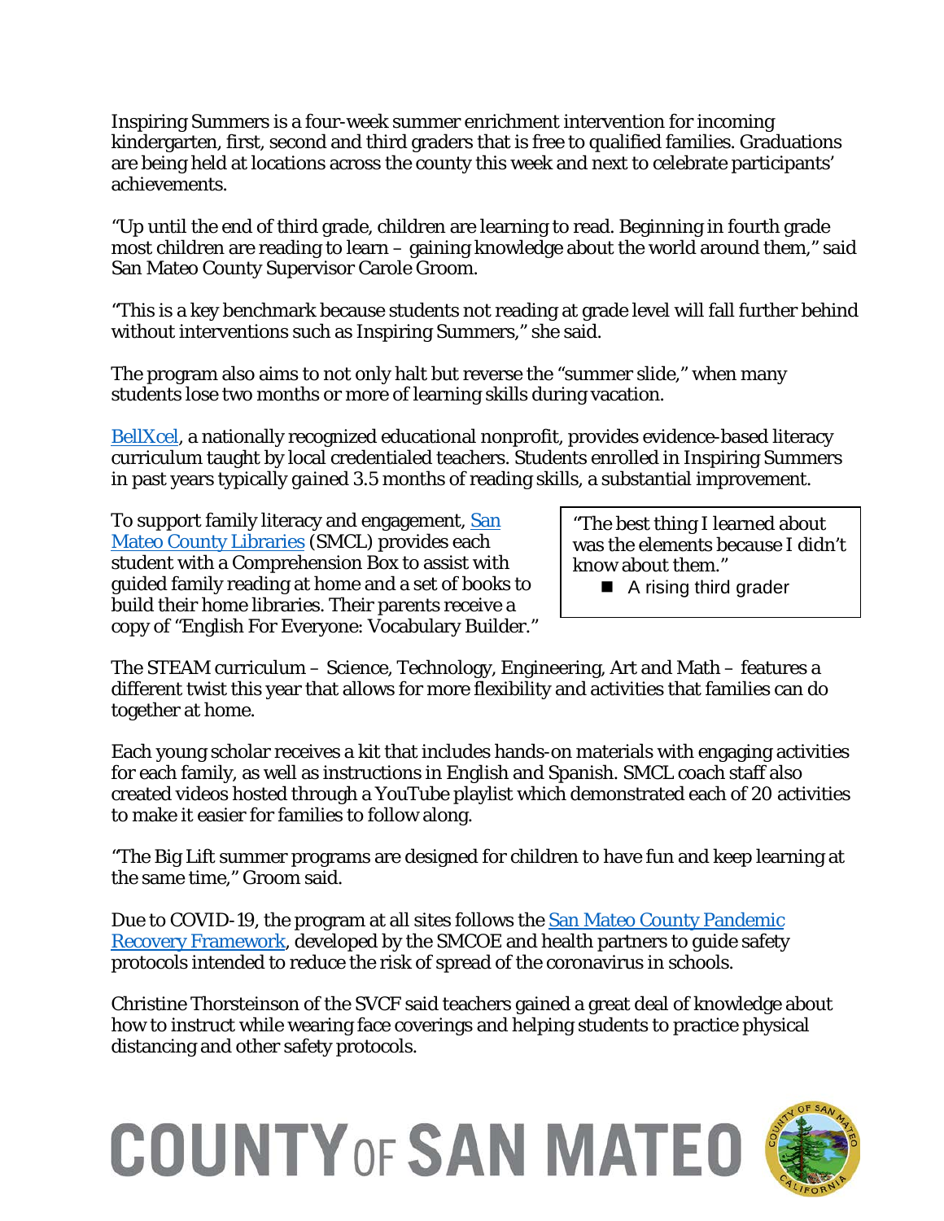Inspiring Summers is a four-week summer enrichment intervention for incoming kindergarten, first, second and third graders that is free to qualified families. Graduations are being held at locations across the county this week and next to celebrate participants' achievements.

"Up until the end of third grade, children are learning to read. Beginning in fourth grade most children are reading to learn – gaining knowledge about the world around them," said San Mateo County Supervisor Carole Groom.

"This is a key benchmark because students not reading at grade level will fall further behind without interventions such as Inspiring Summers," she said.

The program also aims to not only halt but reverse the "summer slide," when many students lose two months or more of learning skills during vacation.

BellXcel, a nationally recognized educational nonprofit, provides evidence-based literacy curriculum taught by local credentialed teachers. Students enrolled in Inspiring Summers in past years typically gained 3.5 months of reading skills, a substantial improvement.

To support family literacy and engagement, San Mateo County Libraries (SMCL) provides each student with a Comprehension Box to assist with guided family reading at home and a set of books to build their home libraries. Their parents receive a copy of "English For Everyone: Vocabulary Builder."

> "The best thing I learned about was the elements because I didn't know about them."
>
> - A rising third grader

The STEAM curriculum – Science, Technology, Engineering, Art and Math – features a different twist this year that allows for more flexibility and activities that families can do together at home.

Each young scholar receives a kit that includes hands-on materials with engaging activities for each family, as well as instructions in English and Spanish. SMCL coach staff also created videos hosted through a YouTube playlist which demonstrated each of 20 activities to make it easier for families to follow along.

"The Big Lift summer programs are designed for children to have fun and keep learning at the same time," Groom said.

Due to COVID-19, the program at all sites follows the San Mateo County Pandemic Recovery Framework, developed by the SMCOE and health partners to guide safety protocols intended to reduce the risk of spread of the coronavirus in schools.

Christine Thorsteinson of the SVCF said teachers gained a great deal of knowledge about how to instruct while wearing face coverings and helping students to practice physical distancing and other safety protocols.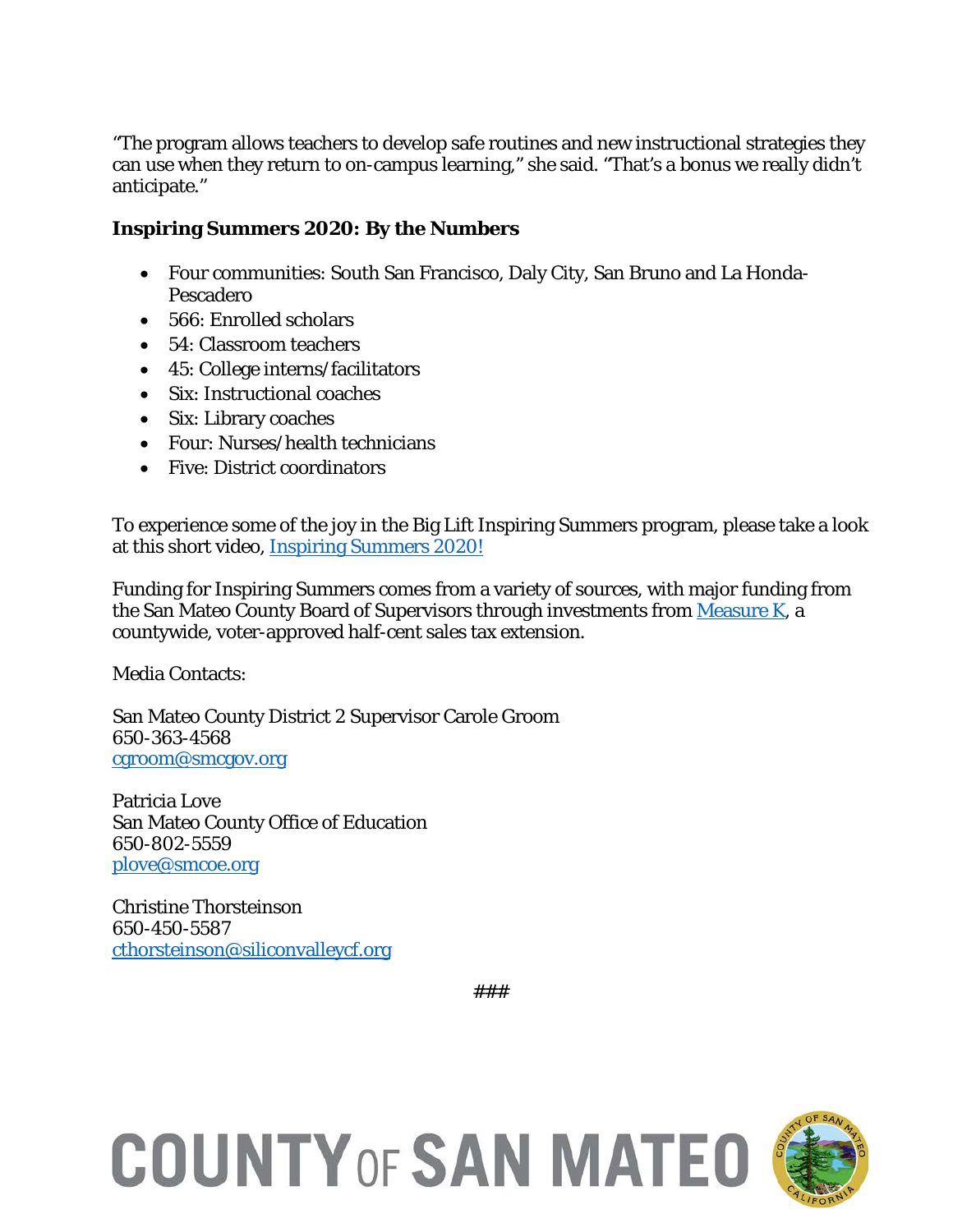"The program allows teachers to develop safe routines and new instructional strategies they can use when they return to on-campus learning," she said. "That's a bonus we really didn't anticipate."

**Inspiring Summers 2020: By the Numbers**

- Four communities: South San Francisco, Daly City, San Bruno and La Honda-Pescadero
- 566: Enrolled scholars
- 54: Classroom teachers
- 45: College interns/facilitators
- Six: Instructional coaches
- Six: Library coaches
- Four: Nurses/health technicians
- Five: District coordinators

To experience some of the joy in the Big Lift Inspiring Summers program, please take a look at this short video, [Inspiring Summers 2020!](#)

Funding for Inspiring Summers comes from a variety of sources, with major funding from the San Mateo County Board of Supervisors through investments from [Measure K](#), a countywide, voter-approved half-cent sales tax extension.

Media Contacts:

San Mateo County District 2 Supervisor Carole Groom
650-363-4568
cgroom@smcgov.org

Patricia Love
San Mateo County Office of Education
650-802-5559
plove@smcoe.org

Christine Thorsteinson
650-450-5587
cthorsteinson@siliconvalleycf.org

###